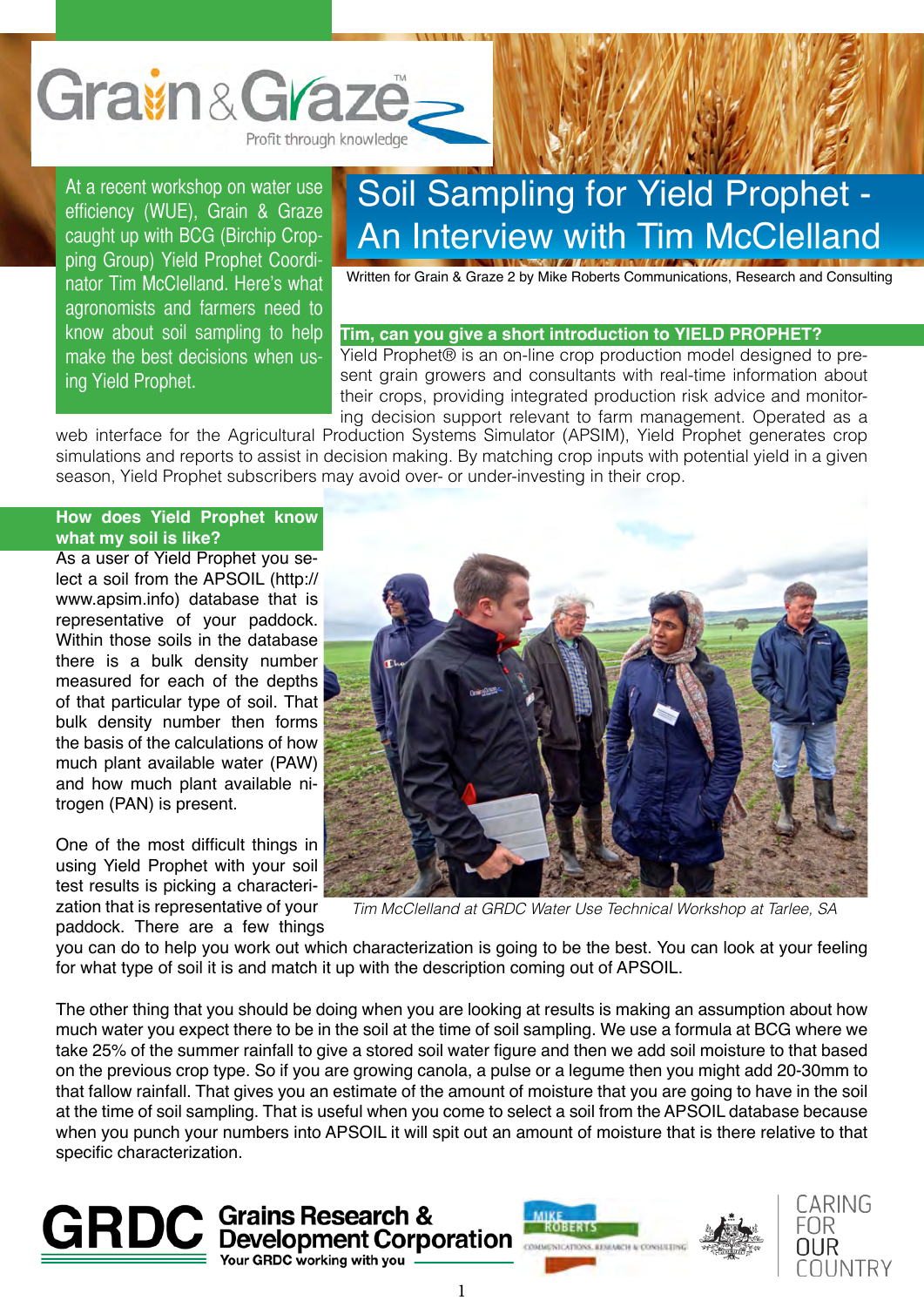# Soil Sampling for Yield Prophet - An Interview with Tim McClelland

Written for Grain & Graze 2 by Mike Roberts Communications, Research and Consulting

At a recent workshop on water use efficiency (WUE), Grain & Graze caught up with BCG (Birchip Cropping Group) Yield Prophet Coordinator Tim McClelland. Here's what agronomists and farmers need to know about soil sampling to help make the best decisions when using Yield Prophet.

**Tim, can you give a short introduction to YIELD PROPHET?**

Yield Prophet® is an on-line crop production model designed to present grain growers and consultants with real-time information about their crops, providing integrated production risk advice and monitoring decision support relevant to farm management. Operated as a web interface for the Agricultural Production Systems Simulator (APSIM), Yield Prophet generates crop simulations and reports to assist in decision making. By matching crop inputs with potential yield in a given season, Yield Prophet subscribers may avoid over- or under-investing in their crop.

**How does Yield Prophet know what my soil is like?**

As a user of Yield Prophet you select a soil from the APSOIL (http://www.apsim.info) database that is representative of your paddock. Within those soils in the database there is a bulk density number measured for each of the depths of that particular type of soil. That bulk density number then forms the basis of the calculations of how much plant available water (PAW) and how much plant available nitrogen (PAN) is present.

*Tim McClelland at GRDC Water Use Technical Workshop at Tarlee, SA*

One of the most difficult things in using Yield Prophet with your soil test results is picking a characterization that is representative of your paddock. There are a few things you can do to help you work out which characterization is going to be the best. You can look at your feeling for what type of soil it is and match it up with the description coming out of APSOIL.

The other thing that you should be doing when you are looking at results is making an assumption about how much water you expect there to be in the soil at the time of soil sampling. We use a formula at BCG where we take 25% of the summer rainfall to give a stored soil water figure and then we add soil moisture to that based on the previous crop type. So if you are growing canola, a pulse or a legume then you might add 20-30mm to that fallow rainfall. That gives you an estimate of the amount of moisture that you are going to have in the soil at the time of soil sampling. That is useful when you come to select a soil from the APSOIL database because when you punch your numbers into APSOIL it will spit out an amount of moisture that is there relative to that specific characterization.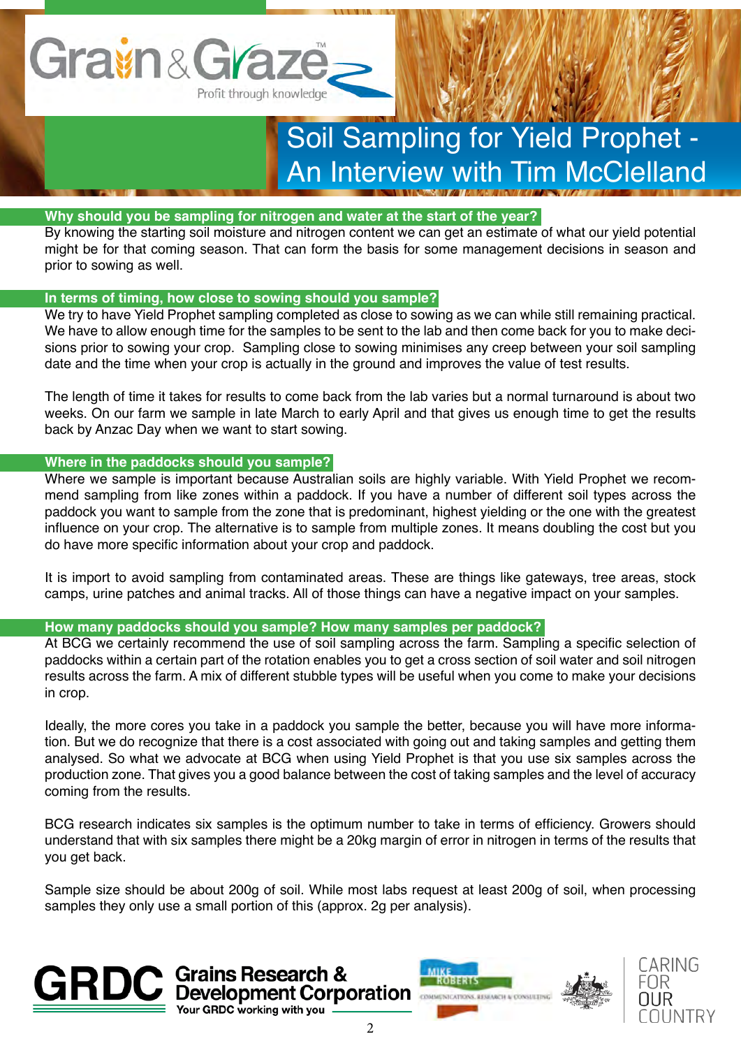# Soil Sampling for Yield Prophet - An Interview with Tim McClelland

### Why should you be sampling for nitrogen and water at the start of the year?

By knowing the starting soil moisture and nitrogen content we can get an estimate of what our yield potential might be for that coming season. That can form the basis for some management decisions in season and prior to sowing as well.

### In terms of timing, how close to sowing should you sample?

We try to have Yield Prophet sampling completed as close to sowing as we can while still remaining practical. We have to allow enough time for the samples to be sent to the lab and then come back for you to make decisions prior to sowing your crop. Sampling close to sowing minimises any creep between your soil sampling date and the time when your crop is actually in the ground and improves the value of test results.

The length of time it takes for results to come back from the lab varies but a normal turnaround is about two weeks. On our farm we sample in late March to early April and that gives us enough time to get the results back by Anzac Day when we want to start sowing.

### Where in the paddocks should you sample?

Where we sample is important because Australian soils are highly variable. With Yield Prophet we recommend sampling from like zones within a paddock. If you have a number of different soil types across the paddock you want to sample from the zone that is predominant, highest yielding or the one with the greatest influence on your crop. The alternative is to sample from multiple zones. It means doubling the cost but you do have more specific information about your crop and paddock.

It is import to avoid sampling from contaminated areas. These are things like gateways, tree areas, stock camps, urine patches and animal tracks. All of those things can have a negative impact on your samples.

### How many paddocks should you sample? How many samples per paddock?

At BCG we certainly recommend the use of soil sampling across the farm. Sampling a specific selection of paddocks within a certain part of the rotation enables you to get a cross section of soil water and soil nitrogen results across the farm. A mix of different stubble types will be useful when you come to make your decisions in crop.

Ideally, the more cores you take in a paddock you sample the better, because you will have more information. But we do recognize that there is a cost associated with going out and taking samples and getting them analysed. So what we advocate at BCG when using Yield Prophet is that you use six samples across the production zone. That gives you a good balance between the cost of taking samples and the level of accuracy coming from the results.

BCG research indicates six samples is the optimum number to take in terms of efficiency. Growers should understand that with six samples there might be a 20kg margin of error in nitrogen in terms of the results that you get back.

Sample size should be about 200g of soil. While most labs request at least 200g of soil, when processing samples they only use a small portion of this (approx. 2g per analysis).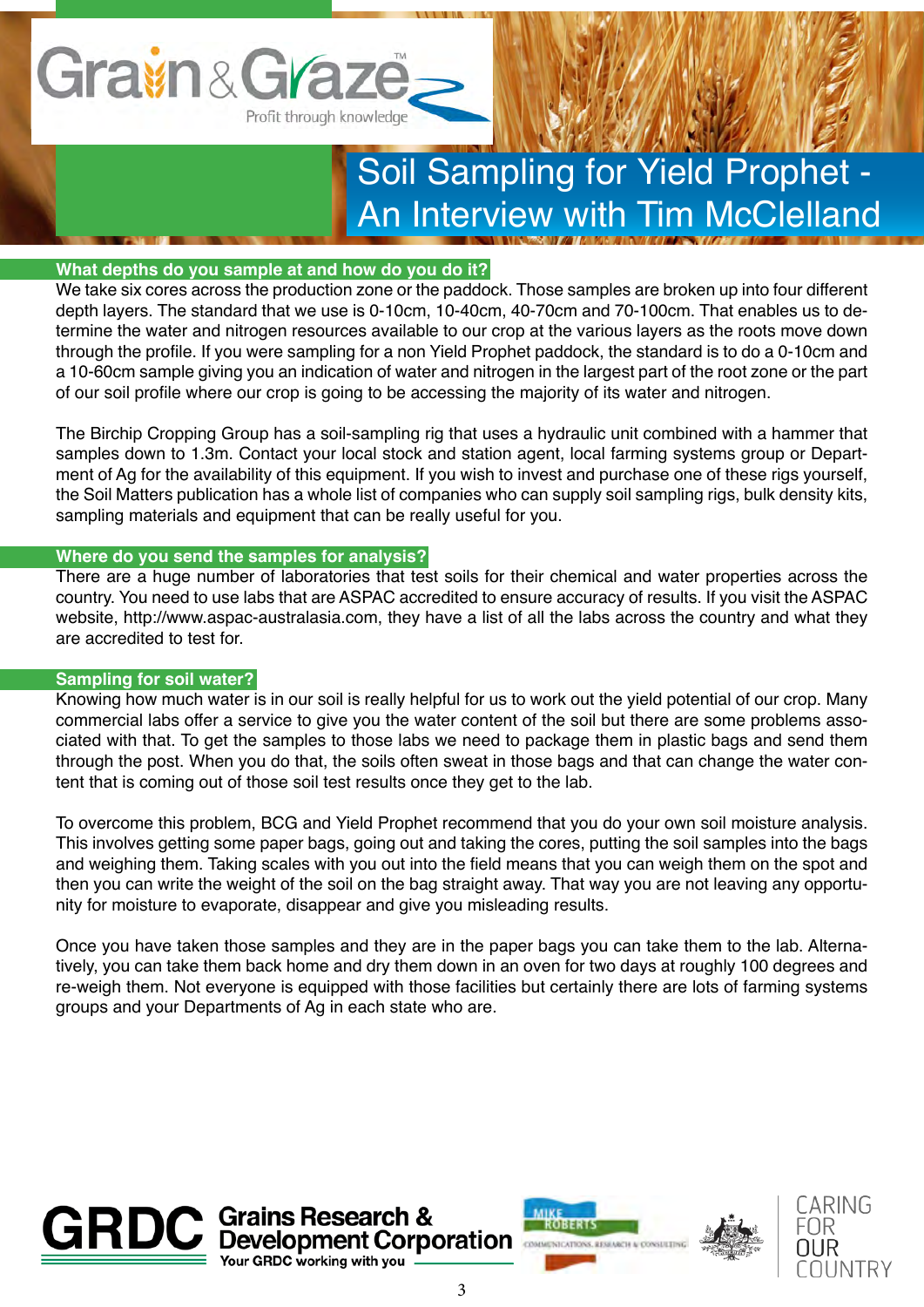# Soil Sampling for Yield Prophet - An Interview with Tim McClelland

## What depths do you sample at and how do you do it?

We take six cores across the production zone or the paddock. Those samples are broken up into four different depth layers. The standard that we use is 0-10cm, 10-40cm, 40-70cm and 70-100cm. That enables us to determine the water and nitrogen resources available to our crop at the various layers as the roots move down through the profile. If you were sampling for a non Yield Prophet paddock, the standard is to do a 0-10cm and a 10-60cm sample giving you an indication of water and nitrogen in the largest part of the root zone or the part of our soil profile where our crop is going to be accessing the majority of its water and nitrogen.

The Birchip Cropping Group has a soil-sampling rig that uses a hydraulic unit combined with a hammer that samples down to 1.3m. Contact your local stock and station agent, local farming systems group or Department of Ag for the availability of this equipment. If you wish to invest and purchase one of these rigs yourself, the Soil Matters publication has a whole list of companies who can supply soil sampling rigs, bulk density kits, sampling materials and equipment that can be really useful for you.

## Where do you send the samples for analysis?

There are a huge number of laboratories that test soils for their chemical and water properties across the country. You need to use labs that are ASPAC accredited to ensure accuracy of results. If you visit the ASPAC website, http://www.aspac-australasia.com, they have a list of all the labs across the country and what they are accredited to test for.

## Sampling for soil water?

Knowing how much water is in our soil is really helpful for us to work out the yield potential of our crop. Many commercial labs offer a service to give you the water content of the soil but there are some problems associated with that. To get the samples to those labs we need to package them in plastic bags and send them through the post. When you do that, the soils often sweat in those bags and that can change the water content that is coming out of those soil test results once they get to the lab.

To overcome this problem, BCG and Yield Prophet recommend that you do your own soil moisture analysis. This involves getting some paper bags, going out and taking the cores, putting the soil samples into the bags and weighing them. Taking scales with you out into the field means that you can weigh them on the spot and then you can write the weight of the soil on the bag straight away. That way you are not leaving any opportunity for moisture to evaporate, disappear and give you misleading results.

Once you have taken those samples and they are in the paper bags you can take them to the lab. Alternatively, you can take them back home and dry them down in an oven for two days at roughly 100 degrees and re-weigh them. Not everyone is equipped with those facilities but certainly there are lots of farming systems groups and your Departments of Ag in each state who are.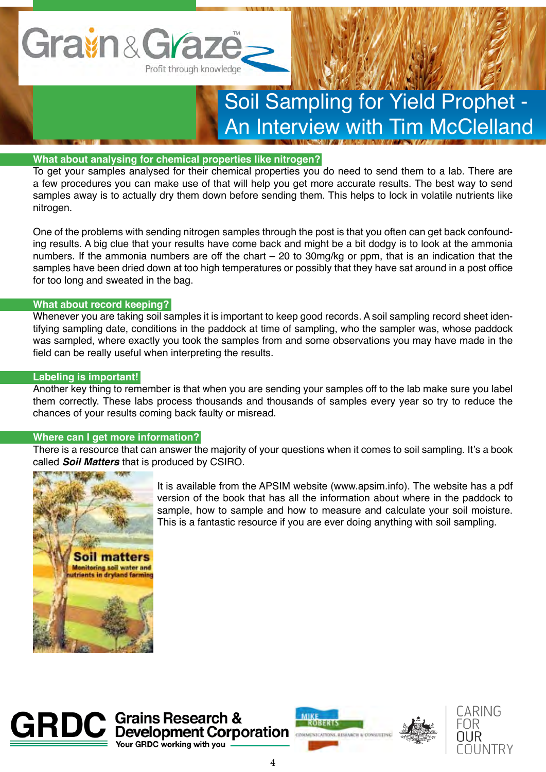# Soil Sampling for Yield Prophet - An Interview with Tim McClelland

## What about analysing for chemical properties like nitrogen?

To get your samples analysed for their chemical properties you do need to send them to a lab. There are a few procedures you can make use of that will help you get more accurate results. The best way to send samples away is to actually dry them down before sending them. This helps to lock in volatile nutrients like nitrogen.

One of the problems with sending nitrogen samples through the post is that you often can get back confounding results. A big clue that your results have come back and might be a bit dodgy is to look at the ammonia numbers. If the ammonia numbers are off the chart – 20 to 30mg/kg or ppm, that is an indication that the samples have been dried down at too high temperatures or possibly that they have sat around in a post office for too long and sweated in the bag.

## What about record keeping?

Whenever you are taking soil samples it is important to keep good records. A soil sampling record sheet identifying sampling date, conditions in the paddock at time of sampling, who the sampler was, whose paddock was sampled, where exactly you took the samples from and some observations you may have made in the field can be really useful when interpreting the results.

## Labeling is important!

Another key thing to remember is that when you are sending your samples off to the lab make sure you label them correctly. These labs process thousands and thousands of samples every year so try to reduce the chances of your results coming back faulty or misread.

## Where can I get more information?

There is a resource that can answer the majority of your questions when it comes to soil sampling. It's a book called ***Soil Matters*** that is produced by CSIRO.

It is available from the APSIM website (www.apsim.info). The website has a pdf version of the book that has all the information about where in the paddock to sample, how to sample and how to measure and calculate your soil moisture. This is a fantastic resource if you are ever doing anything with soil sampling.